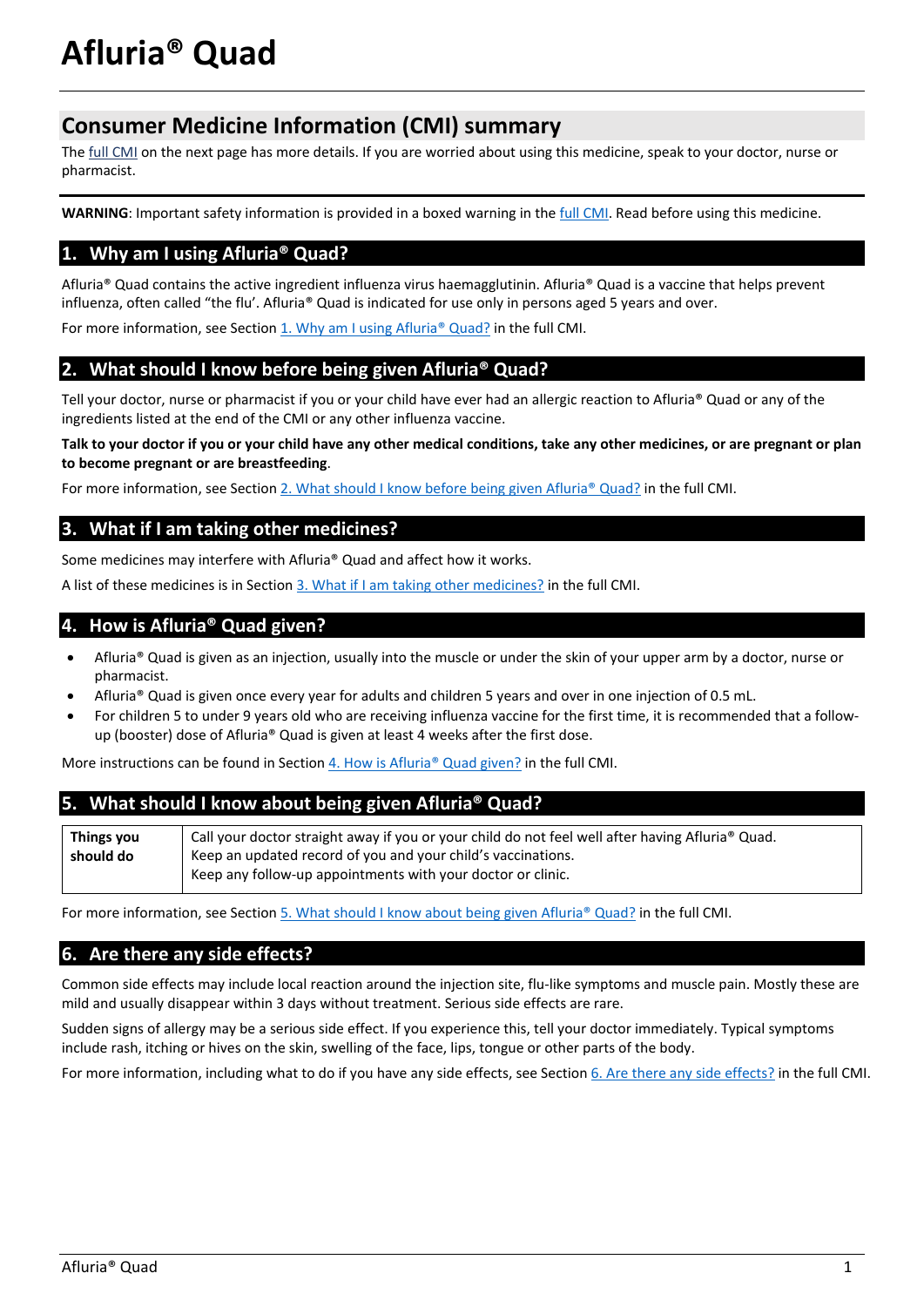# Afluria® Quad

## Consumer Medicine Information (CMI) summary

The full CMI on the next page has more details. If you are worried about using this medicine, speak to your doctor, nurse or pharmacist.

**WARNING**: Important safety information is provided in a boxed warning in the full CMI. Read before using this medicine.

## 1. Why am I using Afluria® Quad?

Afluria® Quad contains the active ingredient influenza virus haemagglutinin. Afluria® Quad is a vaccine that helps prevent influenza, often called "the flu'. Afluria® Quad is indicated for use only in persons aged 5 years and over.

For more information, see Section 1. Why am I using Afluria® Quad? in the full CMI.

## 2. What should I know before being given Afluria® Quad?

Tell your doctor, nurse or pharmacist if you or your child have ever had an allergic reaction to Afluria® Quad or any of the ingredients listed at the end of the CMI or any other influenza vaccine.

**Talk to your doctor if you or your child have any other medical conditions, take any other medicines, or are pregnant or plan to become pregnant or are breastfeeding**.

For more information, see Section 2. What should I know before being given Afluria® Quad? in the full CMI.

## 3. What if I am taking other medicines?

Some medicines may interfere with Afluria® Quad and affect how it works.

A list of these medicines is in Section 3. What if I am taking other medicines? in the full CMI.

## 4. How is Afluria® Quad given?

- Afluria® Quad is given as an injection, usually into the muscle or under the skin of your upper arm by a doctor, nurse or pharmacist.
- Afluria® Quad is given once every year for adults and children 5 years and over in one injection of 0.5 mL.
- For children 5 to under 9 years old who are receiving influenza vaccine for the first time, it is recommended that a follow-up (booster) dose of Afluria® Quad is given at least 4 weeks after the first dose.

More instructions can be found in Section 4. How is Afluria® Quad given? in the full CMI.

## 5. What should I know about being given Afluria® Quad?

| | |
|---|---|
| **Things you should do** | Call your doctor straight away if you or your child do not feel well after having Afluria® Quad.<br>Keep an updated record of you and your child's vaccinations.<br>Keep any follow-up appointments with your doctor or clinic. |

For more information, see Section 5. What should I know about being given Afluria® Quad? in the full CMI.

## 6. Are there any side effects?

Common side effects may include local reaction around the injection site, flu-like symptoms and muscle pain. Mostly these are mild and usually disappear within 3 days without treatment. Serious side effects are rare.

Sudden signs of allergy may be a serious side effect. If you experience this, tell your doctor immediately. Typical symptoms include rash, itching or hives on the skin, swelling of the face, lips, tongue or other parts of the body.

For more information, including what to do if you have any side effects, see Section 6. Are there any side effects? in the full CMI.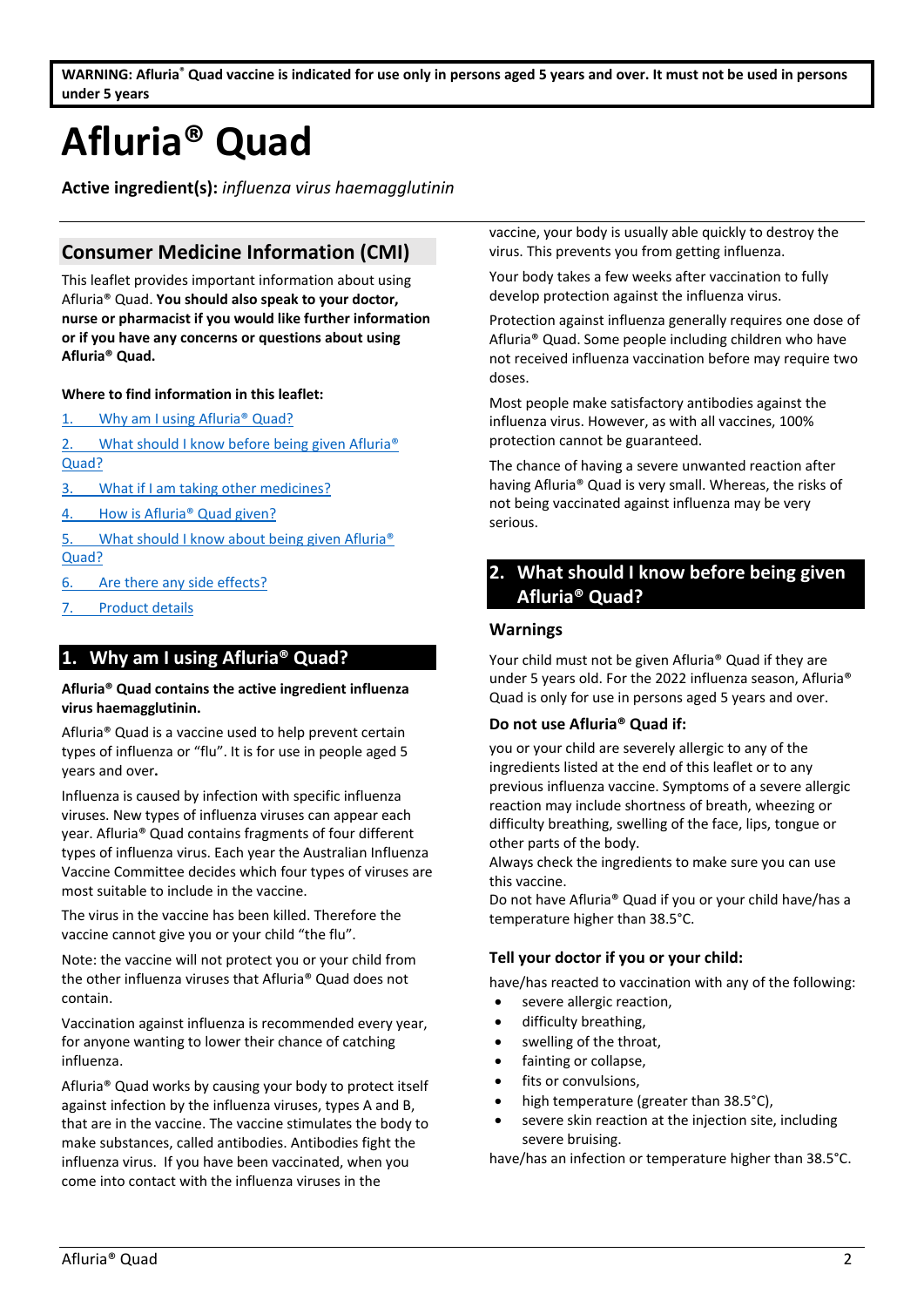**WARNING: Afluria® Quad vaccine is indicated for use only in persons aged 5 years and over. It must not be used in persons under 5 years**

# Afluria® Quad

**Active ingredient(s):** *influenza virus haemagglutinin*

## Consumer Medicine Information (CMI)

This leaflet provides important information about using Afluria® Quad. **You should also speak to your doctor, nurse or pharmacist if you would like further information or if you have any concerns or questions about using Afluria® Quad.**

**Where to find information in this leaflet:**

1. Why am I using Afluria® Quad?
2. What should I know before being given Afluria® Quad?
3. What if I am taking other medicines?
4. How is Afluria® Quad given?
5. What should I know about being given Afluria® Quad?
6. Are there any side effects?
7. Product details

## 1. Why am I using Afluria® Quad?

**Afluria® Quad contains the active ingredient influenza virus haemagglutinin.**

Afluria® Quad is a vaccine used to help prevent certain types of influenza or "flu". It is for use in people aged 5 years and over**.**

Influenza is caused by infection with specific influenza viruses. New types of influenza viruses can appear each year. Afluria® Quad contains fragments of four different types of influenza virus. Each year the Australian Influenza Vaccine Committee decides which four types of viruses are most suitable to include in the vaccine.

The virus in the vaccine has been killed. Therefore the vaccine cannot give you or your child "the flu".

Note: the vaccine will not protect you or your child from the other influenza viruses that Afluria® Quad does not contain.

Vaccination against influenza is recommended every year, for anyone wanting to lower their chance of catching influenza.

Afluria® Quad works by causing your body to protect itself against infection by the influenza viruses, types A and B, that are in the vaccine. The vaccine stimulates the body to make substances, called antibodies. Antibodies fight the influenza virus. If you have been vaccinated, when you come into contact with the influenza viruses in the vaccine, your body is usually able quickly to destroy the virus. This prevents you from getting influenza.

Your body takes a few weeks after vaccination to fully develop protection against the influenza virus.

Protection against influenza generally requires one dose of Afluria® Quad. Some people including children who have not received influenza vaccination before may require two doses.

Most people make satisfactory antibodies against the influenza virus. However, as with all vaccines, 100% protection cannot be guaranteed.

The chance of having a severe unwanted reaction after having Afluria® Quad is very small. Whereas, the risks of not being vaccinated against influenza may be very serious.

## 2. What should I know before being given Afluria® Quad?

### Warnings

Your child must not be given Afluria® Quad if they are under 5 years old. For the 2022 influenza season, Afluria® Quad is only for use in persons aged 5 years and over.

#### Do not use Afluria® Quad if:

you or your child are severely allergic to any of the ingredients listed at the end of this leaflet or to any previous influenza vaccine. Symptoms of a severe allergic reaction may include shortness of breath, wheezing or difficulty breathing, swelling of the face, lips, tongue or other parts of the body.
Always check the ingredients to make sure you can use this vaccine.
Do not have Afluria® Quad if you or your child have/has a temperature higher than 38.5°C.

#### Tell your doctor if you or your child:

have/has reacted to vaccination with any of the following:

- severe allergic reaction,
- difficulty breathing,
- swelling of the throat,
- fainting or collapse,
- fits or convulsions,
- high temperature (greater than 38.5°C),
- severe skin reaction at the injection site, including severe bruising.

have/has an infection or temperature higher than 38.5°C.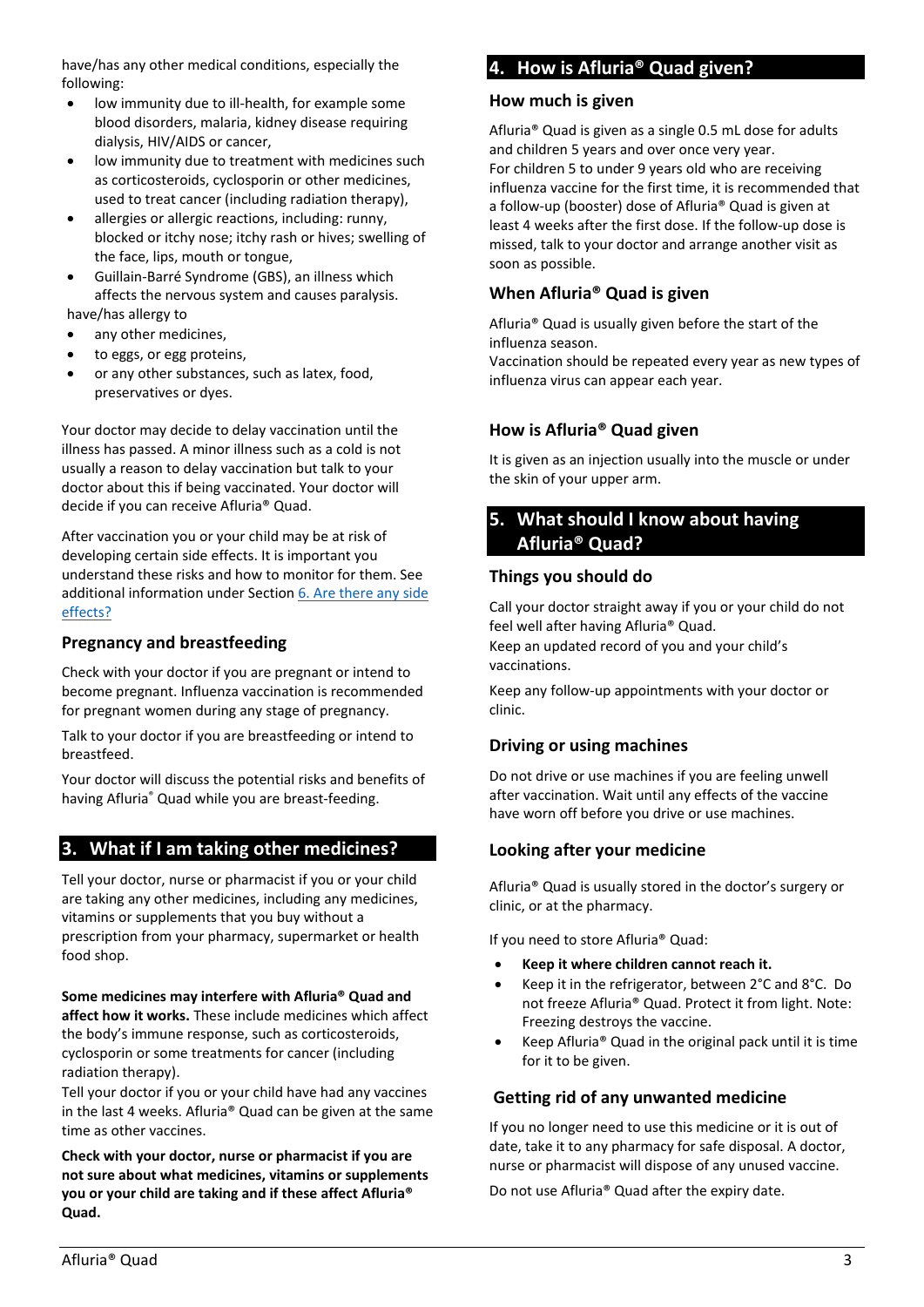have/has any other medical conditions, especially the following:

- low immunity due to ill-health, for example some blood disorders, malaria, kidney disease requiring dialysis, HIV/AIDS or cancer,
- low immunity due to treatment with medicines such as corticosteroids, cyclosporin or other medicines, used to treat cancer (including radiation therapy),
- allergies or allergic reactions, including: runny, blocked or itchy nose; itchy rash or hives; swelling of the face, lips, mouth or tongue,
- Guillain-Barré Syndrome (GBS), an illness which affects the nervous system and causes paralysis.

have/has allergy to

- any other medicines,
- to eggs, or egg proteins,
- or any other substances, such as latex, food, preservatives or dyes.

Your doctor may decide to delay vaccination until the illness has passed. A minor illness such as a cold is not usually a reason to delay vaccination but talk to your doctor about this if being vaccinated. Your doctor will decide if you can receive Afluria® Quad.

After vaccination you or your child may be at risk of developing certain side effects. It is important you understand these risks and how to monitor for them. See additional information under Section 6. Are there any side effects?

### Pregnancy and breastfeeding

Check with your doctor if you are pregnant or intend to become pregnant. Influenza vaccination is recommended for pregnant women during any stage of pregnancy.

Talk to your doctor if you are breastfeeding or intend to breastfeed.

Your doctor will discuss the potential risks and benefits of having Afluria® Quad while you are breast-feeding.

## 3. What if I am taking other medicines?

Tell your doctor, nurse or pharmacist if you or your child are taking any other medicines, including any medicines, vitamins or supplements that you buy without a prescription from your pharmacy, supermarket or health food shop.

**Some medicines may interfere with Afluria® Quad and affect how it works.** These include medicines which affect the body's immune response, such as corticosteroids, cyclosporin or some treatments for cancer (including radiation therapy).

Tell your doctor if you or your child have had any vaccines in the last 4 weeks. Afluria® Quad can be given at the same time as other vaccines.

**Check with your doctor, nurse or pharmacist if you are not sure about what medicines, vitamins or supplements you or your child are taking and if these affect Afluria® Quad.**

## 4. How is Afluria® Quad given?

### How much is given

Afluria® Quad is given as a single 0.5 mL dose for adults and children 5 years and over once very year.

For children 5 to under 9 years old who are receiving influenza vaccine for the first time, it is recommended that a follow-up (booster) dose of Afluria® Quad is given at least 4 weeks after the first dose. If the follow-up dose is missed, talk to your doctor and arrange another visit as soon as possible.

### When Afluria® Quad is given

Afluria® Quad is usually given before the start of the influenza season.

Vaccination should be repeated every year as new types of influenza virus can appear each year.

### How is Afluria® Quad given

It is given as an injection usually into the muscle or under the skin of your upper arm.

## 5. What should I know about having Afluria® Quad?

### Things you should do

Call your doctor straight away if you or your child do not feel well after having Afluria® Quad.

Keep an updated record of you and your child's vaccinations.

Keep any follow-up appointments with your doctor or clinic.

### Driving or using machines

Do not drive or use machines if you are feeling unwell after vaccination. Wait until any effects of the vaccine have worn off before you drive or use machines.

### Looking after your medicine

Afluria® Quad is usually stored in the doctor's surgery or clinic, or at the pharmacy.

If you need to store Afluria® Quad:

- **Keep it where children cannot reach it.**
- Keep it in the refrigerator, between 2°C and 8°C. Do not freeze Afluria® Quad. Protect it from light. Note: Freezing destroys the vaccine.
- Keep Afluria® Quad in the original pack until it is time for it to be given.

### Getting rid of any unwanted medicine

If you no longer need to use this medicine or it is out of date, take it to any pharmacy for safe disposal. A doctor, nurse or pharmacist will dispose of any unused vaccine.

Do not use Afluria® Quad after the expiry date.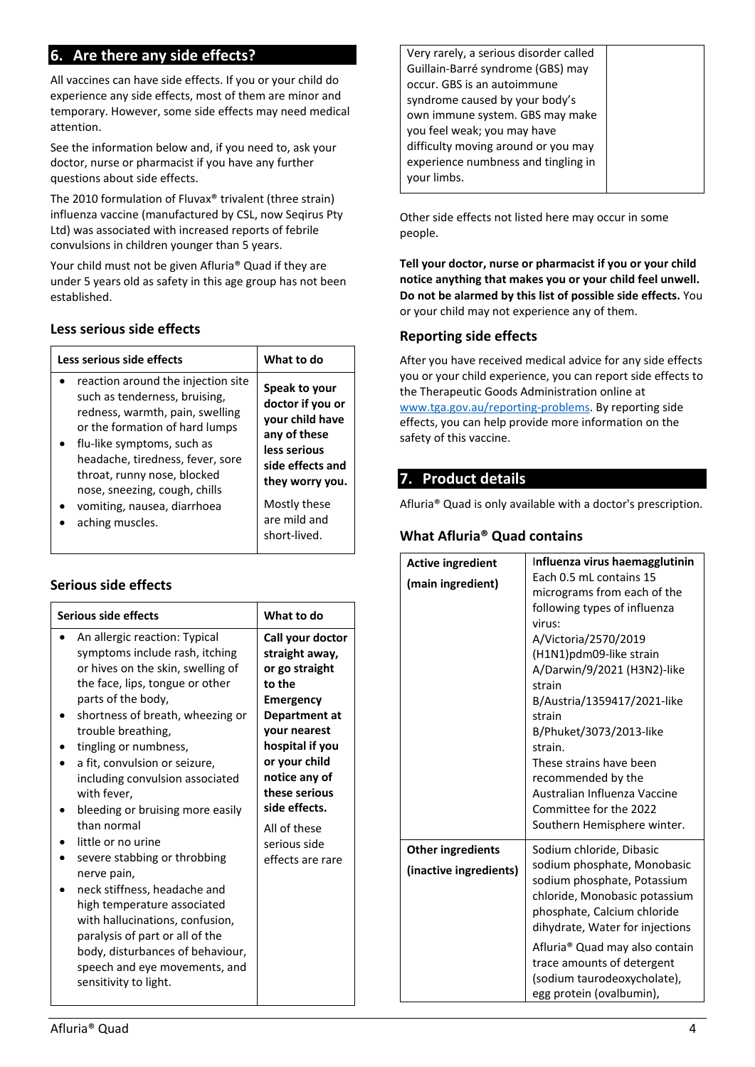## 6. Are there any side effects?

All vaccines can have side effects. If you or your child do experience any side effects, most of them are minor and temporary. However, some side effects may need medical attention.

See the information below and, if you need to, ask your doctor, nurse or pharmacist if you have any further questions about side effects.

The 2010 formulation of Fluvax® trivalent (three strain) influenza vaccine (manufactured by CSL, now Seqirus Pty Ltd) was associated with increased reports of febrile convulsions in children younger than 5 years.

Your child must not be given Afluria® Quad if they are under 5 years old as safety in this age group has not been established.

### Less serious side effects

| Less serious side effects | What to do |
|---|---|
| • reaction around the injection site such as tenderness, bruising, redness, warmth, pain, swelling or the formation of hard lumps<br>• flu-like symptoms, such as headache, tiredness, fever, sore throat, runny nose, blocked nose, sneezing, cough, chills<br>• vomiting, nausea, diarrhoea<br>• aching muscles. | **Speak to your doctor if you or your child have any of these less serious side effects and they worry you.**<br><br>Mostly these are mild and short-lived. |

### Serious side effects

| Serious side effects | What to do |
|---|---|
| • An allergic reaction: Typical symptoms include rash, itching or hives on the skin, swelling of the face, lips, tongue or other parts of the body,<br>• shortness of breath, wheezing or trouble breathing,<br>• tingling or numbness,<br>• a fit, convulsion or seizure, including convulsion associated with fever,<br>• bleeding or bruising more easily than normal<br>• little or no urine<br>• severe stabbing or throbbing nerve pain,<br>• neck stiffness, headache and high temperature associated with hallucinations, confusion, paralysis of part or all of the body, disturbances of behaviour, speech and eye movements, and sensitivity to light. | **Call your doctor straight away, or go straight to the Emergency Department at your nearest hospital if you or your child notice any of these serious side effects.**<br><br>All of these serious side effects are rare |
| Very rarely, a serious disorder called Guillain-Barré syndrome (GBS) may occur. GBS is an autoimmune syndrome caused by your body's own immune system. GBS may make you feel weak; you may have difficulty moving around or you may experience numbness and tingling in your limbs. | |

Other side effects not listed here may occur in some people.

**Tell your doctor, nurse or pharmacist if you or your child notice anything that makes you or your child feel unwell.**

**Do not be alarmed by this list of possible side effects.** You or your child may not experience any of them.

### Reporting side effects

After you have received medical advice for any side effects you or your child experience, you can report side effects to the Therapeutic Goods Administration online at www.tga.gov.au/reporting-problems. By reporting side effects, you can help provide more information on the safety of this vaccine.

## 7. Product details

Afluria® Quad is only available with a doctor's prescription.

### What Afluria® Quad contains

| | |
|---|---|
| **Active ingredient**<br>**(main ingredient)** | **Influenza virus haemagglutinin**<br>Each 0.5 mL contains 15 micrograms from each of the following types of influenza virus:<br>A/Victoria/2570/2019 (H1N1)pdm09-like strain<br>A/Darwin/9/2021 (H3N2)-like strain<br>B/Austria/1359417/2021-like strain<br>B/Phuket/3073/2013-like strain.<br>These strains have been recommended by the Australian Influenza Vaccine Committee for the 2022 Southern Hemisphere winter. |
| **Other ingredients**<br>**(inactive ingredients)** | Sodium chloride, Dibasic sodium phosphate, Monobasic sodium phosphate, Potassium chloride, Monobasic potassium phosphate, Calcium chloride dihydrate, Water for injections<br><br>Afluria® Quad may also contain trace amounts of detergent (sodium taurodeoxycholate), egg protein (ovalbumin), |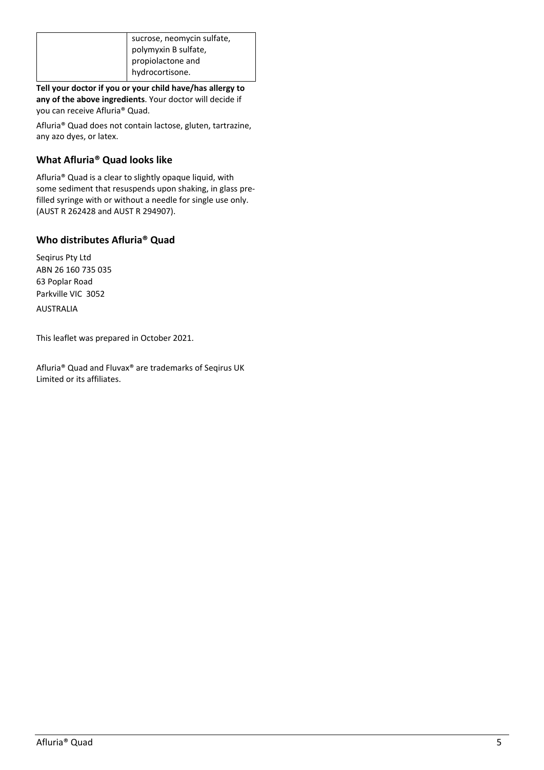| | |
|---|---|
| | sucrose, neomycin sulfate, polymyxin B sulfate, propiolactone and hydrocortisone. |

**Tell your doctor if you or your child have/has allergy to any of the above ingredients**. Your doctor will decide if you can receive Afluria® Quad.

Afluria® Quad does not contain lactose, gluten, tartrazine, any azo dyes, or latex.

## What Afluria® Quad looks like

Afluria® Quad is a clear to slightly opaque liquid, with some sediment that resuspends upon shaking, in glass pre-filled syringe with or without a needle for single use only. (AUST R 262428 and AUST R 294907).

## Who distributes Afluria® Quad

Seqirus Pty Ltd
ABN 26 160 735 035
63 Poplar Road
Parkville VIC 3052
AUSTRALIA

This leaflet was prepared in October 2021.

Afluria® Quad and Fluvax® are trademarks of Seqirus UK Limited or its affiliates.